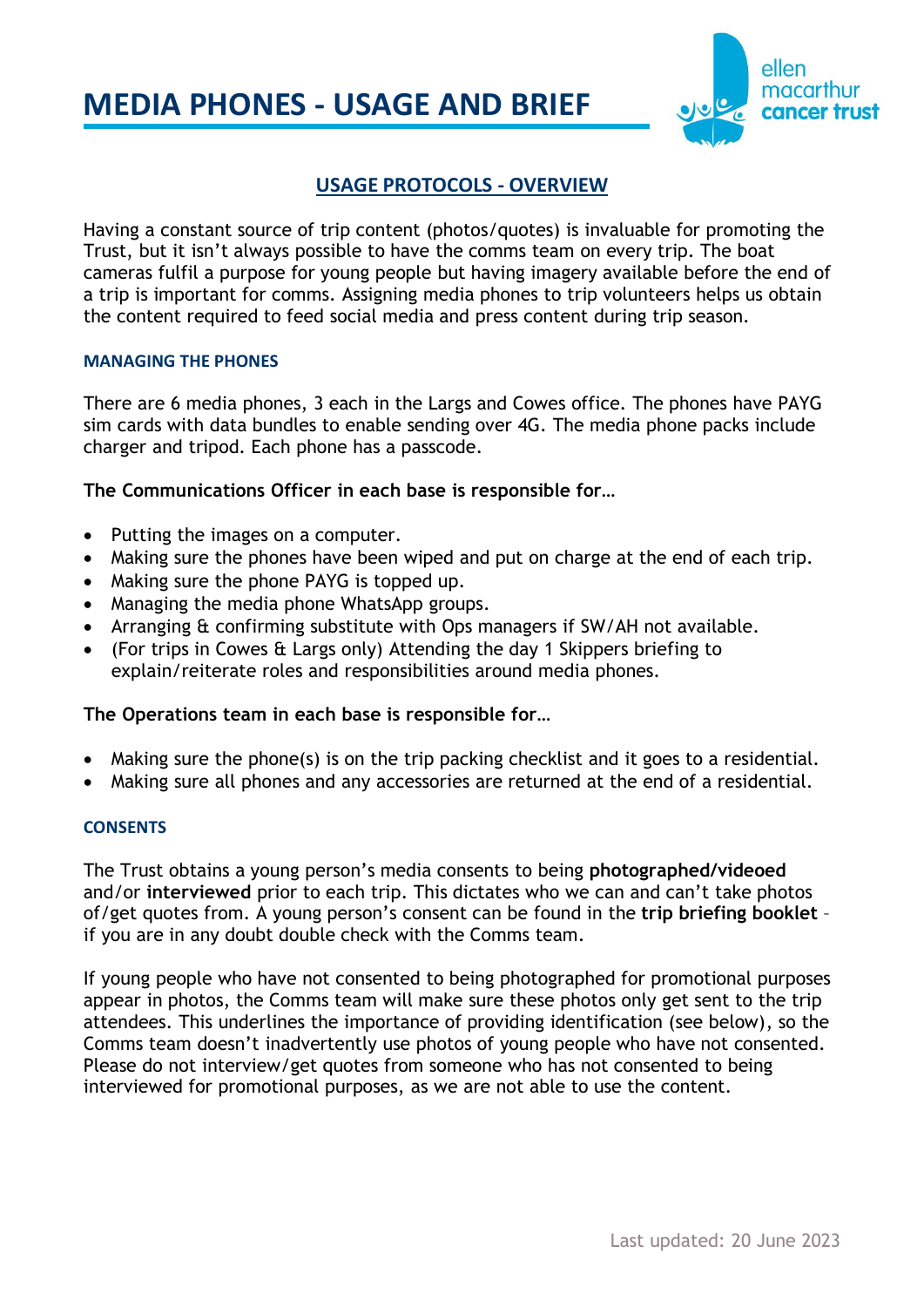# MEDIA PHONES - USAGE AND BRIEF

ellen macarthur cancer trust

## USAGE PROTOCOLS - OVERVIEW

Having a constant source of trip content (photos/quotes) is invaluable for promoting the Trust, but it isn't always possible to have the comms team on every trip. The boat cameras fulfil a purpose for young people but having imagery available before the end of a trip is important for comms. Assigning media phones to trip volunteers helps us obtain the content required to feed social media and press content during trip season.

### MANAGING THE PHONES

There are 6 media phones, 3 each in the Largs and Cowes office. The phones have PAYG sim cards with data bundles to enable sending over 4G. The media phone packs include charger and tripod. Each phone has a passcode.

**The Communications Officer in each base is responsible for…**

- Putting the images on a computer.
- Making sure the phones have been wiped and put on charge at the end of each trip.
- Making sure the phone PAYG is topped up.
- Managing the media phone WhatsApp groups.
- Arranging & confirming substitute with Ops managers if SW/AH not available.
- (For trips in Cowes & Largs only) Attending the day 1 Skippers briefing to explain/reiterate roles and responsibilities around media phones.

**The Operations team in each base is responsible for…**

- Making sure the phone(s) is on the trip packing checklist and it goes to a residential.
- Making sure all phones and any accessories are returned at the end of a residential.

### CONSENTS

The Trust obtains a young person's media consents to being **photographed/videoed** and/or **interviewed** prior to each trip. This dictates who we can and can't take photos of/get quotes from. A young person's consent can be found in the **trip briefing booklet** - if you are in any doubt double check with the Comms team.

If young people who have not consented to being photographed for promotional purposes appear in photos, the Comms team will make sure these photos only get sent to the trip attendees. This underlines the importance of providing identification (see below), so the Comms team doesn't inadvertently use photos of young people who have not consented. Please do not interview/get quotes from someone who has not consented to being interviewed for promotional purposes, as we are not able to use the content.

Last updated: 20 June 2023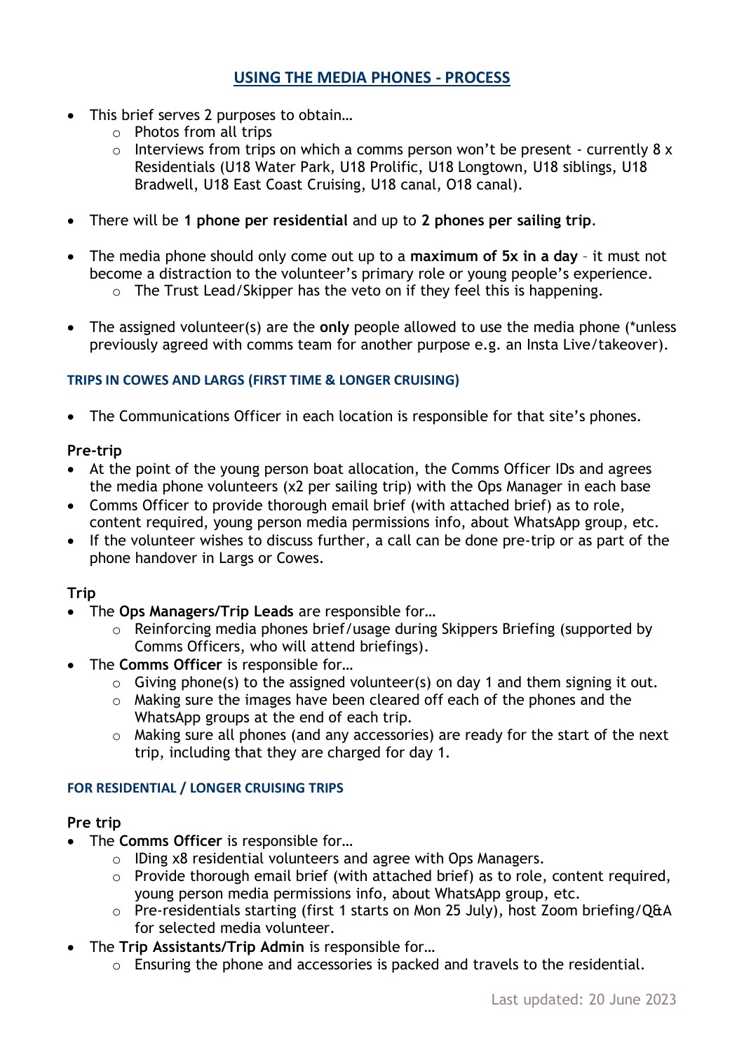# USING THE MEDIA PHONES - PROCESS

- This brief serves 2 purposes to obtain…
  - Photos from all trips
  - Interviews from trips on which a comms person won't be present - currently 8 x Residentials (U18 Water Park, U18 Prolific, U18 Longtown, U18 siblings, U18 Bradwell, U18 East Coast Cruising, U18 canal, O18 canal).

- There will be **1 phone per residential** and up to **2 phones per sailing trip**.

- The media phone should only come out up to a **maximum of 5x in a day** – it must not become a distraction to the volunteer's primary role or young people's experience.
  - The Trust Lead/Skipper has the veto on if they feel this is happening.

- The assigned volunteer(s) are the **only** people allowed to use the media phone (*unless previously agreed with comms team for another purpose e.g. an Insta Live/takeover).

## TRIPS IN COWES AND LARGS (FIRST TIME & LONGER CRUISING)

- The Communications Officer in each location is responsible for that site's phones.

### Pre-trip

- At the point of the young person boat allocation, the Comms Officer IDs and agrees the media phone volunteers (x2 per sailing trip) with the Ops Manager in each base
- Comms Officer to provide thorough email brief (with attached brief) as to role, content required, young person media permissions info, about WhatsApp group, etc.
- If the volunteer wishes to discuss further, a call can be done pre-trip or as part of the phone handover in Largs or Cowes.

### Trip

- The **Ops Managers/Trip Leads** are responsible for…
  - Reinforcing media phones brief/usage during Skippers Briefing (supported by Comms Officers, who will attend briefings).
- The **Comms Officer** is responsible for…
  - Giving phone(s) to the assigned volunteer(s) on day 1 and them signing it out.
  - Making sure the images have been cleared off each of the phones and the WhatsApp groups at the end of each trip.
  - Making sure all phones (and any accessories) are ready for the start of the next trip, including that they are charged for day 1.

## FOR RESIDENTIAL / LONGER CRUISING TRIPS

### Pre trip

- The **Comms Officer** is responsible for…
  - IDing x8 residential volunteers and agree with Ops Managers.
  - Provide thorough email brief (with attached brief) as to role, content required, young person media permissions info, about WhatsApp group, etc.
  - Pre-residentials starting (first 1 starts on Mon 25 July), host Zoom briefing/Q&A for selected media volunteer.
- The **Trip Assistants/Trip Admin** is responsible for…
  - Ensuring the phone and accessories is packed and travels to the residential.

Last updated: 20 June 2023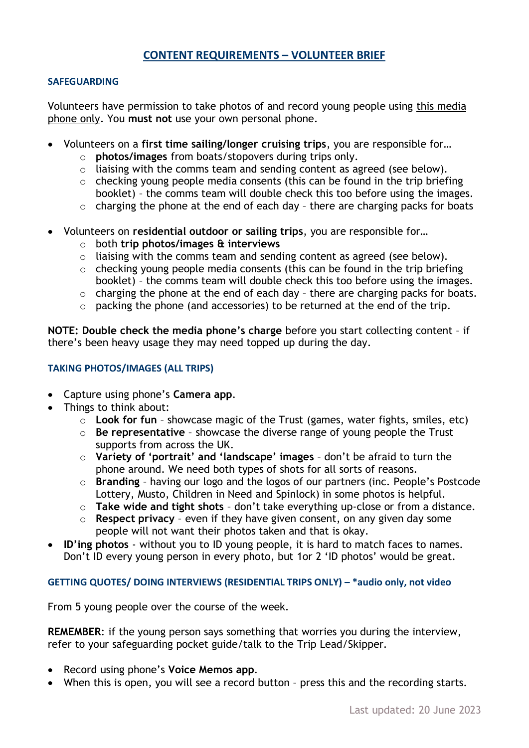# CONTENT REQUIREMENTS – VOLUNTEER BRIEF

## SAFEGUARDING

Volunteers have permission to take photos of and record young people using this media phone only. You **must not** use your own personal phone.

- Volunteers on a **first time sailing/longer cruising trips**, you are responsible for…
  - **photos/images** from boats/stopovers during trips only.
  - liaising with the comms team and sending content as agreed (see below).
  - checking young people media consents (this can be found in the trip briefing booklet) – the comms team will double check this too before using the images.
  - charging the phone at the end of each day – there are charging packs for boats

- Volunteers on **residential outdoor or sailing trips**, you are responsible for…
  - both **trip photos/images & interviews**
  - liaising with the comms team and sending content as agreed (see below).
  - checking young people media consents (this can be found in the trip briefing booklet) – the comms team will double check this too before using the images.
  - charging the phone at the end of each day – there are charging packs for boats.
  - packing the phone (and accessories) to be returned at the end of the trip.

**NOTE: Double check the media phone's charge** before you start collecting content – if there's been heavy usage they may need topped up during the day.

### TAKING PHOTOS/IMAGES (ALL TRIPS)

- Capture using phone's **Camera app**.
- Things to think about:
  - **Look for fun** – showcase magic of the Trust (games, water fights, smiles, etc)
  - **Be representative** – showcase the diverse range of young people the Trust supports from across the UK.
  - **Variety of 'portrait' and 'landscape' images** – don't be afraid to turn the phone around. We need both types of shots for all sorts of reasons.
  - **Branding** – having our logo and the logos of our partners (inc. People's Postcode Lottery, Musto, Children in Need and Spinlock) in some photos is helpful.
  - **Take wide and tight shots** – don't take everything up-close or from a distance.
  - **Respect privacy** – even if they have given consent, on any given day some people will not want their photos taken and that is okay.
- **ID'ing photos** - without you to ID young people, it is hard to match faces to names. Don't ID every young person in every photo, but 1or 2 'ID photos' would be great.

### GETTING QUOTES/ DOING INTERVIEWS (RESIDENTIAL TRIPS ONLY) – *audio only, not video

From 5 young people over the course of the week.

**REMEMBER**: if the young person says something that worries you during the interview, refer to your safeguarding pocket guide/talk to the Trip Lead/Skipper.

- Record using phone's **Voice Memos app**.
- When this is open, you will see a record button – press this and the recording starts.

Last updated: 20 June 2023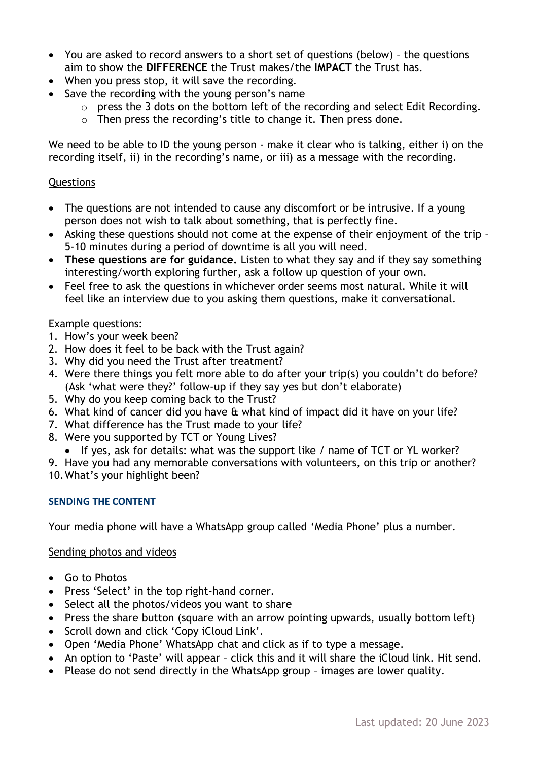- You are asked to record answers to a short set of questions (below) – the questions aim to show the **DIFFERENCE** the Trust makes/the **IMPACT** the Trust has.
- When you press stop, it will save the recording.
- Save the recording with the young person's name
  - press the 3 dots on the bottom left of the recording and select Edit Recording.
  - Then press the recording's title to change it. Then press done.

We need to be able to ID the young person - make it clear who is talking, either i) on the recording itself, ii) in the recording's name, or iii) as a message with the recording.

<u>Questions</u>

- The questions are not intended to cause any discomfort or be intrusive. If a young person does not wish to talk about something, that is perfectly fine.
- Asking these questions should not come at the expense of their enjoyment of the trip – 5-10 minutes during a period of downtime is all you will need.
- **These questions are for guidance.** Listen to what they say and if they say something interesting/worth exploring further, ask a follow up question of your own.
- Feel free to ask the questions in whichever order seems most natural. While it will feel like an interview due to you asking them questions, make it conversational.

Example questions:

1. How's your week been?
2. How does it feel to be back with the Trust again?
3. Why did you need the Trust after treatment?
4. Were there things you felt more able to do after your trip(s) you couldn't do before? (Ask 'what were they?' follow-up if they say yes but don't elaborate)
5. Why do you keep coming back to the Trust?
6. What kind of cancer did you have & what kind of impact did it have on your life?
7. What difference has the Trust made to your life?
8. Were you supported by TCT or Young Lives?
   - If yes, ask for details: what was the support like / name of TCT or YL worker?
9. Have you had any memorable conversations with volunteers, on this trip or another?
10. What's your highlight been?

#### SENDING THE CONTENT

Your media phone will have a WhatsApp group called 'Media Phone' plus a number.

<u>Sending photos and videos</u>

- Go to Photos
- Press 'Select' in the top right-hand corner.
- Select all the photos/videos you want to share
- Press the share button (square with an arrow pointing upwards, usually bottom left)
- Scroll down and click 'Copy iCloud Link'.
- Open 'Media Phone' WhatsApp chat and click as if to type a message.
- An option to 'Paste' will appear – click this and it will share the iCloud link. Hit send.
- Please do not send directly in the WhatsApp group – images are lower quality.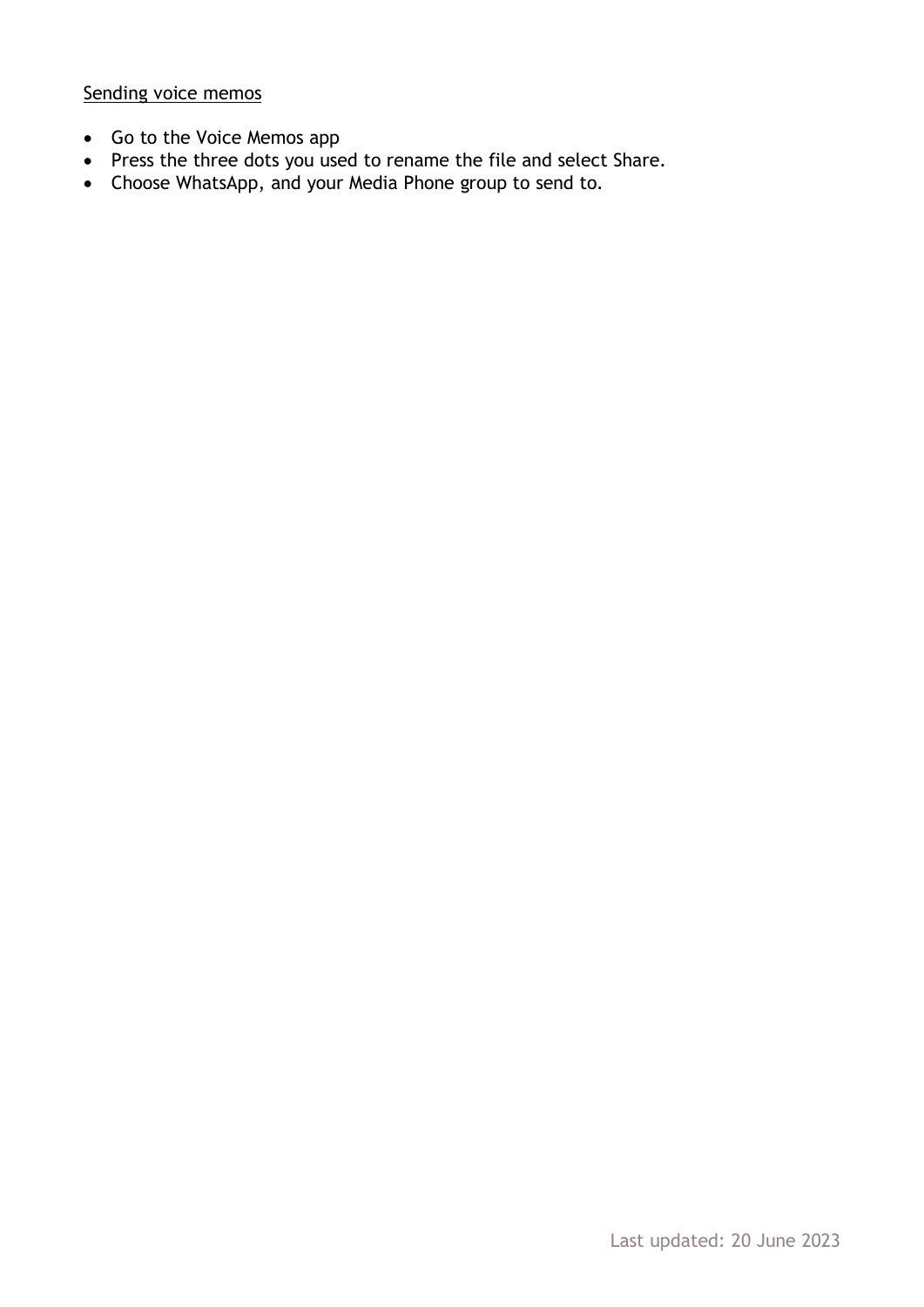<u>Sending voice memos</u>

- Go to the Voice Memos app
- Press the three dots you used to rename the file and select Share.
- Choose WhatsApp, and your Media Phone group to send to.

Last updated: 20 June 2023